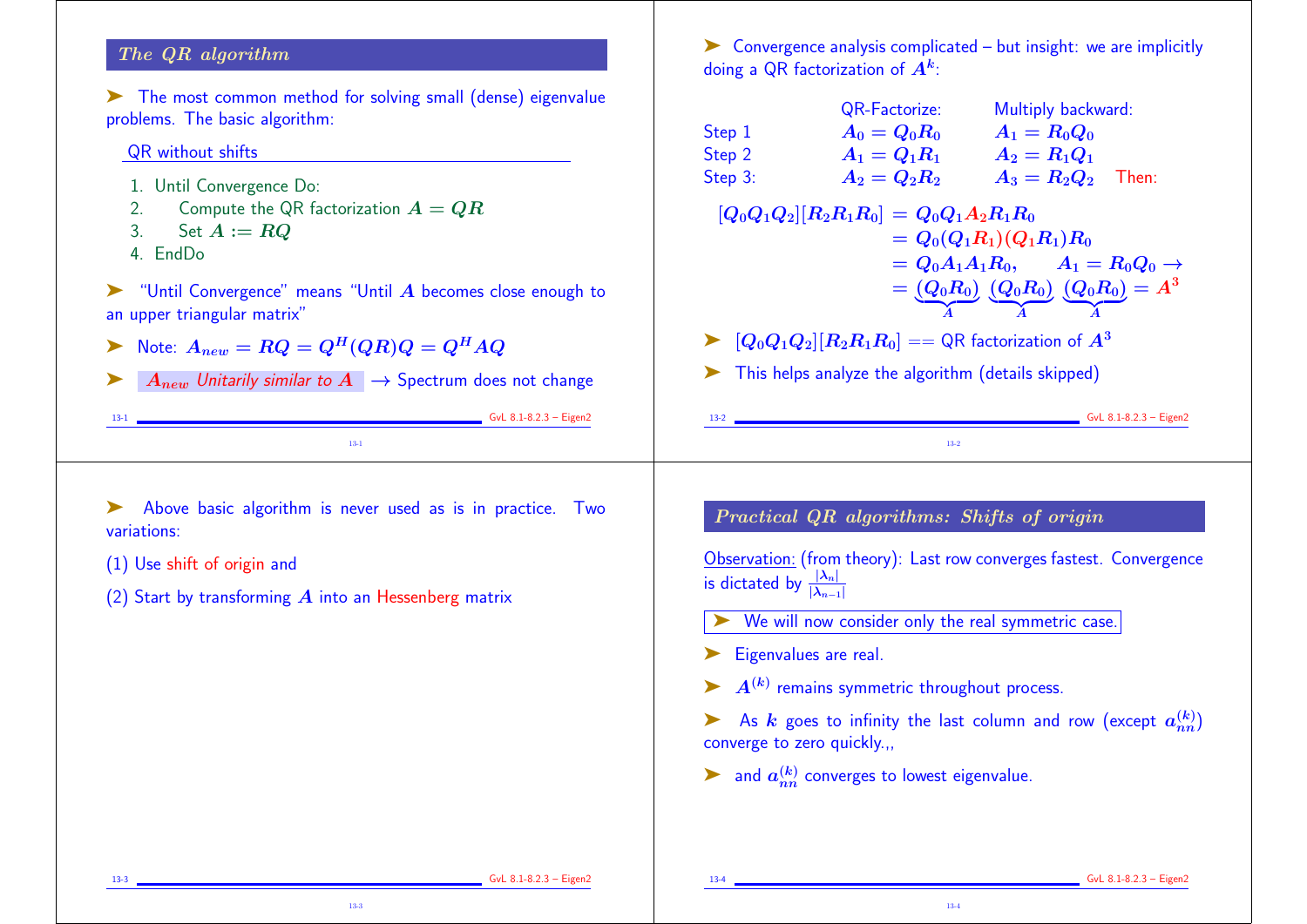## The QR algorithm

➤ The most common method for solving small (dense) eigenvalue problems. The basic algorithm:

QR without shifts

1. Until Convergence Do:
2. Compute the QR factorization $A = QR$
3. Set $A := RQ$
4. EndDo

➤ "Until Convergence" means "Until $A$ becomes close enough to an upper triangular matrix"

➤ Note: $A_{new} = RQ = Q^H(QR)Q = Q^H AQ$

➤ *$A_{new}$ Unitarily similar to $A$* $\rightarrow$ Spectrum does not change

➤ Convergence analysis complicated – but insight: we are implicitly doing a QR factorization of $A^k$:

| | QR-Factorize: | Multiply backward: |
|---|---|---|
| Step 1 | $A_0 = Q_0R_0$ | $A_1 = R_0Q_0$ |
| Step 2 | $A_1 = Q_1R_1$ | $A_2 = R_1Q_1$ |
| Step 3: | $A_2 = Q_2R_2$ | $A_3 = R_2Q_2$ Then: |

$$
\begin{aligned}
[Q_0Q_1Q_2][R_2R_1R_0] &= Q_0Q_1A_2R_1R_0 \\
&= Q_0(Q_1R_1)(Q_1R_1)R_0 \\
&= Q_0A_1A_1R_0, \qquad A_1 = R_0Q_0 \rightarrow \\
&= \underbrace{(Q_0R_0)}_{A}\underbrace{(Q_0R_0)}_{A}\underbrace{(Q_0R_0)}_{A} = A^3
\end{aligned}
$$

➤ $[Q_0Q_1Q_2][R_2R_1R_0]$ == QR factorization of $A^3$

➤ This helps analyze the algorithm (details skipped)

➤ Above basic algorithm is never used as is in practice. Two variations:

(1) Use shift of origin and

(2) Start by transforming $A$ into an Hessenberg matrix

## Practical QR algorithms: Shifts of origin

Observation: (from theory): Last row converges fastest. Convergence is dictated by $\frac{|\lambda_n|}{|\lambda_{n-1}|}$

➤ We will now consider only the real symmetric case.

➤ Eigenvalues are real.

➤ $A^{(k)}$ remains symmetric throughout process.

➤ As $k$ goes to infinity the last column and row (except $a_{nn}^{(k)}$) converge to zero quickly.,,

➤ and $a_{nn}^{(k)}$ converges to lowest eigenvalue.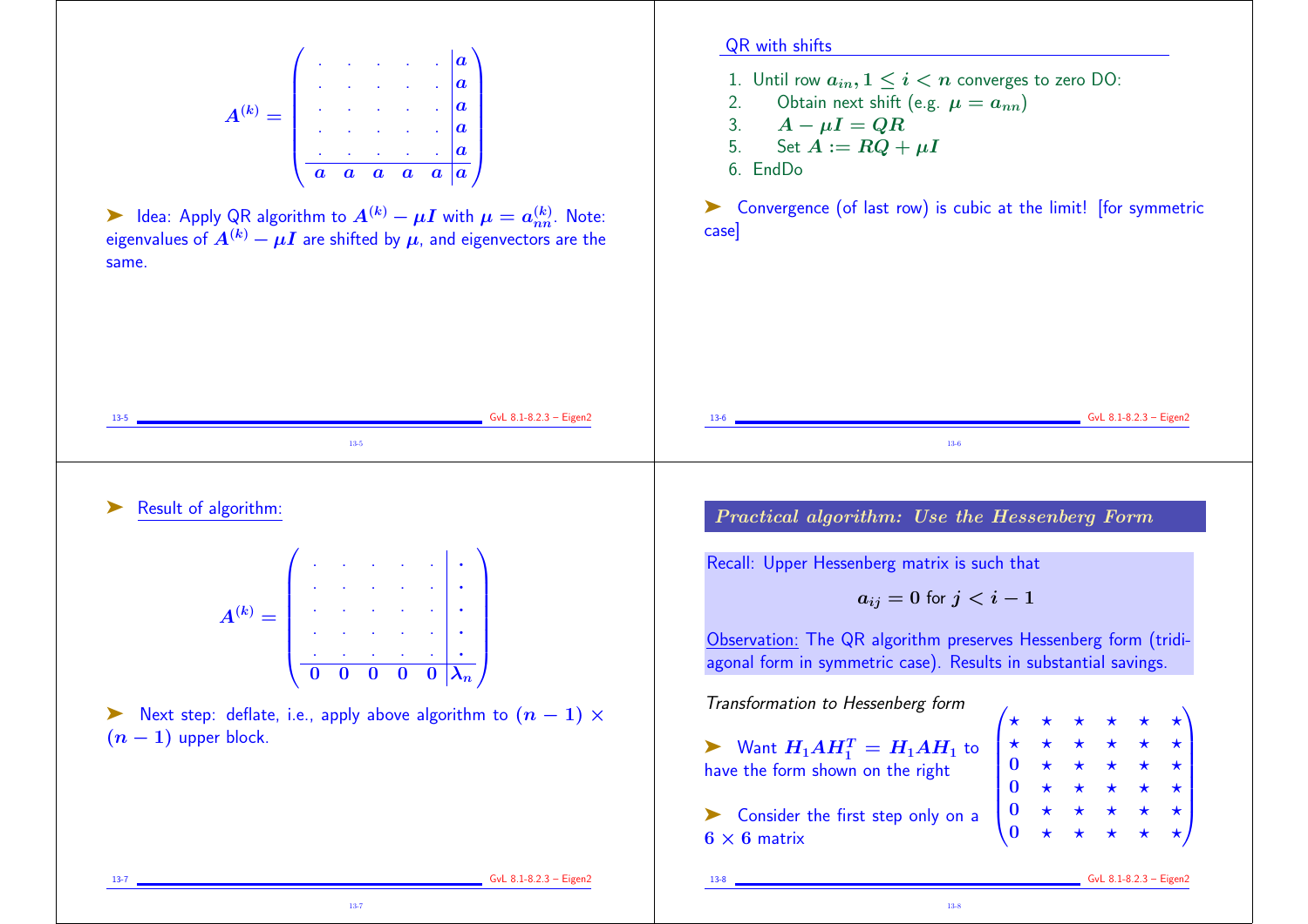$$A^{(k)} = \left(\begin{array}{cccccc|c} . & . & . & . & . & . & a \\ . & . & . & . & . & . & a \\ . & . & . & . & . & . & a \\ . & . & . & . & . & . & a \\ . & . & . & . & . & . & a \\ \hline a & a & a & a & a & & a \end{array}\right)$$

➤ Idea: Apply QR algorithm to $A^{(k)} - \mu I$ with $\mu = a_{nn}^{(k)}$. Note: eigenvalues of $A^{(k)} - \mu I$ are shifted by $\mu$, and eigenvectors are the same.

QR with shifts

1. Until row $a_{in}, 1 \le i < n$ converges to zero DO:
2. Obtain next shift (e.g. $\mu = a_{nn}$)
3. $A - \mu I = QR$
5. Set $A := RQ + \mu I$
6. EndDo

➤ Convergence (of last row) is cubic at the limit! [for symmetric case]

➤ Result of algorithm:

$$A^{(k)} = \left(\begin{array}{cccccc|c} . & . & . & . & . & . & \cdot \\ . & . & . & . & . & . & \cdot \\ . & . & . & . & . & . & \cdot \\ . & . & . & . & . & . & \cdot \\ . & . & . & . & . & . & \cdot \\ \hline 0 & 0 & 0 & 0 & 0 & & \lambda_n \end{array}\right)$$

➤ Next step: deflate, i.e., apply above algorithm to $(n-1) \times (n-1)$ upper block.

## *Practical algorithm: Use the Hessenberg Form*

Recall: Upper Hessenberg matrix is such that

$$a_{ij} = 0 \text{ for } j < i - 1$$

Observation: The QR algorithm preserves Hessenberg form (tridiagonal form in symmetric case). Results in substantial savings.

*Transformation to Hessenberg form*

➤ Want $H_1 A H_1^T = H_1 A H_1$ to have the form shown on the right

➤ Consider the first step only on a $6 \times 6$ matrix

$$\begin{pmatrix} \star & \star & \star & \star & \star & \star \\ \star & \star & \star & \star & \star & \star \\ 0 & \star & \star & \star & \star & \star \\ 0 & \star & \star & \star & \star & \star \\ 0 & \star & \star & \star & \star & \star \\ 0 & \star & \star & \star & \star & \star \end{pmatrix}$$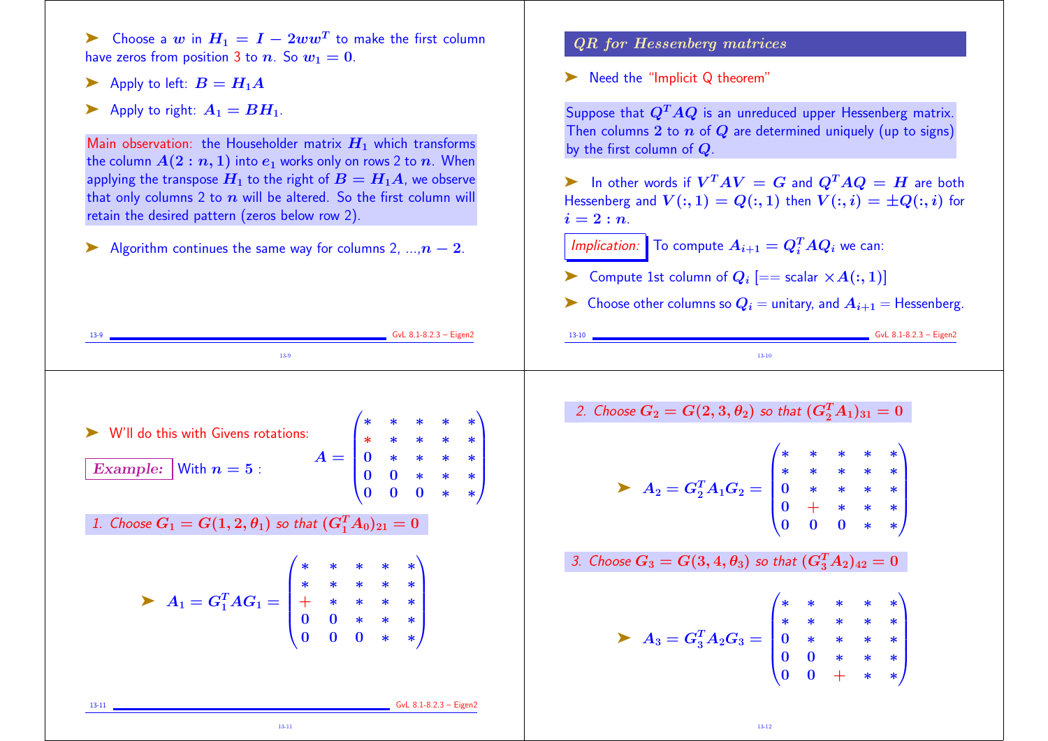➤ Choose a $w$ in $H_1 = I - 2ww^T$ to make the first column have zeros from position 3 to $n$. So $w_1 = 0$.

➤ Apply to left: $B = H_1 A$

➤ Apply to right: $A_1 = BH_1$.

Main observation: the Householder matrix $H_1$ which transforms the column $A(2:n, 1)$ into $e_1$ works only on rows 2 to $n$. When applying the transpose $H_1$ to the right of $B = H_1 A$, we observe that only columns 2 to $n$ will be altered. So the first column will retain the desired pattern (zeros below row 2).

➤ Algorithm continues the same way for columns 2, ...,$n-2$.

## QR for Hessenberg matrices

➤ Need the "Implicit Q theorem"

Suppose that $Q^T A Q$ is an unreduced upper Hessenberg matrix. Then columns $2$ to $n$ of $Q$ are determined uniquely (up to signs) by the first column of $Q$.

➤ In other words if $V^T A V = G$ and $Q^T A Q = H$ are both Hessenberg and $V(:,1) = Q(:,1)$ then $V(:,i) = \pm Q(:,i)$ for $i = 2:n$.

*Implication:* To compute $A_{i+1} = Q_i^T A Q_i$ we can:

➤ Compute 1st column of $Q_i$ [== scalar $\times A(:,1)$]

➤ Choose other columns so $Q_i$ = unitary, and $A_{i+1}$ = Hessenberg.

➤ W'll do this with Givens rotations:

**Example:** With $n = 5$ :

$$A = \begin{pmatrix} * & * & * & * & * \\ * & * & * & * & * \\ 0 & * & * & * & * \\ 0 & 0 & * & * & * \\ 0 & 0 & 0 & * & * \end{pmatrix}$$

*1. Choose $G_1 = G(1, 2, \theta_1)$ so that $(G_1^T A_0)_{21} = 0$*

$$A_1 = G_1^T A G_1 = \begin{pmatrix} * & * & * & * & * \\ * & * & * & * & * \\ + & * & * & * & * \\ 0 & 0 & * & * & * \\ 0 & 0 & 0 & * & * \end{pmatrix}$$

*2. Choose $G_2 = G(2, 3, \theta_2)$ so that $(G_2^T A_1)_{31} = 0$*

$$A_2 = G_2^T A_1 G_2 = \begin{pmatrix} * & * & * & * & * \\ * & * & * & * & * \\ 0 & * & * & * & * \\ 0 & + & * & * & * \\ 0 & 0 & 0 & * & * \end{pmatrix}$$

*3. Choose $G_3 = G(3, 4, \theta_3)$ so that $(G_3^T A_2)_{42} = 0$*

$$A_3 = G_3^T A_2 G_3 = \begin{pmatrix} * & * & * & * & * \\ * & * & * & * & * \\ 0 & * & * & * & * \\ 0 & 0 & * & * & * \\ 0 & 0 & + & * & * \end{pmatrix}$$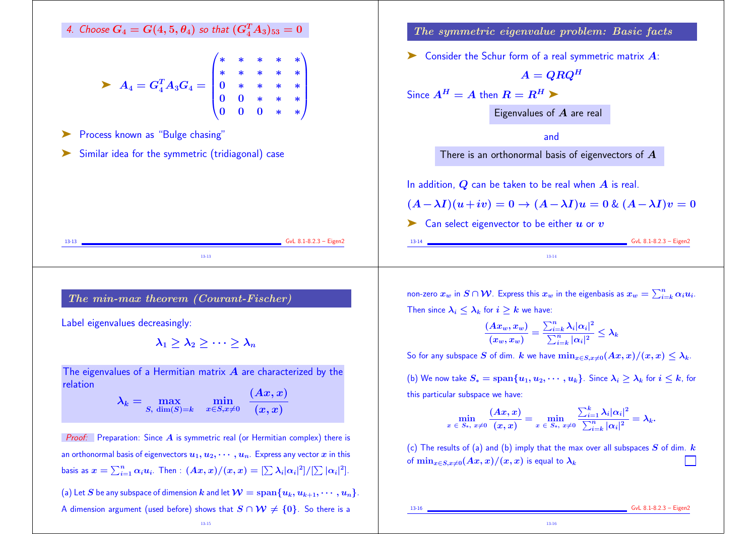*4. Choose $G_4 = G(4,5,\theta_4)$ so that $(G_4^T A_3)_{53} = 0$*

- $$A_4 = G_4^T A_3 G_4 = \begin{pmatrix} * & * & * & * & * \\ * & * & * & * & * \\ 0 & * & * & * & * \\ 0 & 0 & * & * & * \\ 0 & 0 & 0 & * & * \end{pmatrix}$$

- Process known as "Bulge chasing"
- Similar idea for the symmetric (tridiagonal) case

## *The symmetric eigenvalue problem: Basic facts*

- Consider the Schur form of a real symmetric matrix $A$:

$$A = QRQ^H$$

Since $A^H = A$ then $R = R^H$ ➤

Eigenvalues of $A$ are real

and

There is an orthonormal basis of eigenvectors of $A$

In addition, $Q$ can be taken to be real when $A$ is real.

$(A - \lambda I)(u + iv) = 0 \rightarrow (A - \lambda I)u = 0$ & $(A - \lambda I)v = 0$

- Can select eigenvector to be either $u$ or $v$

## *The min-max theorem (Courant-Fischer)*

Label eigenvalues decreasingly:

$$\lambda_1 \geq \lambda_2 \geq \cdots \geq \lambda_n$$

The eigenvalues of a Hermitian matrix $A$ are characterized by the relation

$$\lambda_k = \max_{S,\ \dim(S)=k} \quad \min_{x \in S, x \neq 0} \quad \frac{(Ax, x)}{(x, x)}$$

*Proof:* Preparation: Since $A$ is symmetric real (or Hermitian complex) there is an orthonormal basis of eigenvectors $u_1, u_2, \cdots, u_n$. Express any vector $x$ in this basis as $x = \sum_{i=1}^n \alpha_i u_i$. Then : $(Ax, x)/(x, x) = [\sum \lambda_i |\alpha_i|^2]/[\sum |\alpha_i|^2]$.

(a) Let $S$ be any subspace of dimension $k$ and let $\mathcal{W} = \text{span}\{u_k, u_{k+1}, \cdots, u_n\}$. A dimension argument (used before) shows that $S \cap \mathcal{W} \neq \{0\}$. So there is a non-zero $x_w$ in $S \cap \mathcal{W}$. Express this $x_w$ in the eigenbasis as $x_w = \sum_{i=k}^n \alpha_i u_i$. Then since $\lambda_i \leq \lambda_k$ for $i \geq k$ we have:

$$\frac{(Ax_w, x_w)}{(x_w, x_w)} = \frac{\sum_{i=k}^n \lambda_i |\alpha_i|^2}{\sum_{i=k}^n |\alpha_i|^2} \leq \lambda_k$$

So for any subspace $S$ of dim. $k$ we have $\min_{x \in S, x \neq 0} (Ax, x)/(x, x) \leq \lambda_k$.

(b) We now take $S_* = \text{span}\{u_1, u_2, \cdots, u_k\}$. Since $\lambda_i \geq \lambda_k$ for $i \leq k$, for this particular subspace we have:

$$\min_{x \in S_*,\ x \neq 0} \frac{(Ax, x)}{(x, x)} = \min_{x \in S_*,\ x \neq 0} \frac{\sum_{i=1}^k \lambda_i |\alpha_i|^2}{\sum_{i=k}^n |\alpha_i|^2} = \lambda_k.$$

(c) The results of (a) and (b) imply that the max over all subspaces $S$ of dim. $k$ of $\min_{x \in S, x \neq 0} (Ax, x)/(x, x)$ is equal to $\lambda_k$ ☐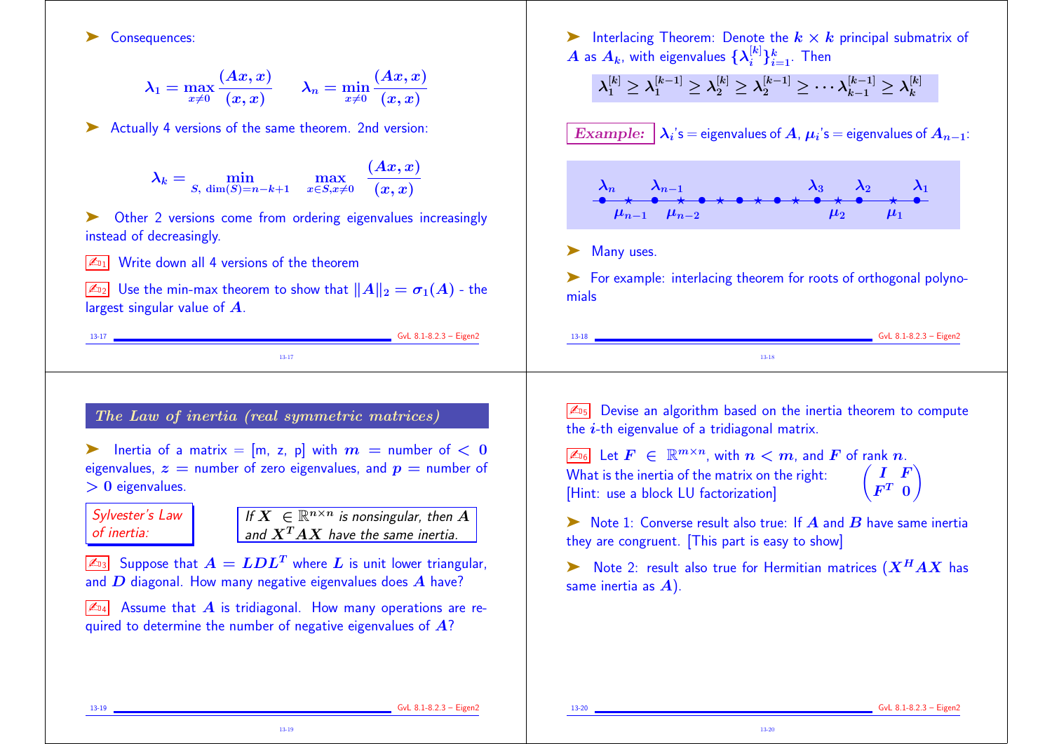➤ Consequences:

$$\lambda_1 = \max_{x \neq 0} \frac{(Ax, x)}{(x, x)} \qquad \lambda_n = \min_{x \neq 0} \frac{(Ax, x)}{(x, x)}$$

➤ Actually 4 versions of the same theorem. 2nd version:

$$\lambda_k = \min_{S,\ \dim(S)=n-k+1} \quad \max_{x \in S, x \neq 0} \frac{(Ax, x)}{(x, x)}$$

➤ Other 2 versions come from ordering eigenvalues increasingly instead of decreasingly.

✍₁ Write down all 4 versions of the theorem

✍₂ Use the min-max theorem to show that $\|A\|_2 = \sigma_1(A)$ - the largest singular value of $A$.

➤ Interlacing Theorem: Denote the $k \times k$ principal submatrix of $A$ as $A_k$, with eigenvalues $\{\lambda_i^{[k]}\}_{i=1}^k$. Then

$$\lambda_1^{[k]} \geq \lambda_1^{[k-1]} \geq \lambda_2^{[k]} \geq \lambda_2^{[k-1]} \geq \cdots \lambda_{k-1}^{[k-1]} \geq \lambda_k^{[k]}$$

**Example:** $\lambda_i$'s = eigenvalues of $A$, $\mu_i$'s = eigenvalues of $A_{n-1}$:

$\lambda_n$ $\mu_{n-1}$ $\lambda_{n-1}$ $\mu_{n-2}$ ... $\lambda_3$ $\mu_2$ $\lambda_2$ $\mu_1$ $\lambda_1$

➤ Many uses.

➤ For example: interlacing theorem for roots of orthogonal polynomials

## The Law of inertia (real symmetric matrices)

➤ Inertia of a matrix = [m, z, p] with $m$ = number of $< 0$ eigenvalues, $z$ = number of zero eigenvalues, and $p$ = number of $> 0$ eigenvalues.

*Sylvester's Law of inertia:* *If $X \in \mathbb{R}^{n \times n}$ is nonsingular, then $A$ and $X^T A X$ have the same inertia.*

✍₃ Suppose that $A = LDL^T$ where $L$ is unit lower triangular, and $D$ diagonal. How many negative eigenvalues does $A$ have?

✍₄ Assume that $A$ is tridiagonal. How many operations are required to determine the number of negative eigenvalues of $A$?

✍₅ Devise an algorithm based on the inertia theorem to compute the $i$-th eigenvalue of a tridiagonal matrix.

✍₆ Let $F \in \mathbb{R}^{m \times n}$, with $n < m$, and $F$ of rank $n$. What is the inertia of the matrix on the right: $\begin{pmatrix} I & F \\ F^T & 0 \end{pmatrix}$
[Hint: use a block LU factorization]

➤ Note 1: Converse result also true: If $A$ and $B$ have same inertia they are congruent. [This part is easy to show]

➤ Note 2: result also true for Hermitian matrices ($X^H A X$ has same inertia as $A$).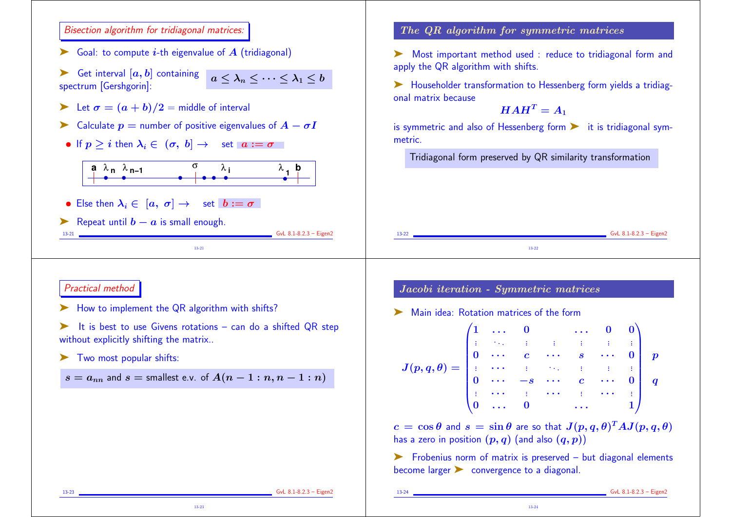## Bisection algorithm for tridiagonal matrices:

- Goal: to compute $i$-th eigenvalue of $A$ (tridiagonal)
- Get interval $[a, b]$ containing spectrum [Gershgorin]: $a \leq \lambda_n \leq \cdots \leq \lambda_1 \leq b$
- Let $\sigma = (a+b)/2$ = middle of interval
- Calculate $p$ = number of positive eigenvalues of $A - \sigma I$
  - If $p \geq i$ then $\lambda_i \in (\sigma, \ b] \rightarrow$ set $a := \sigma$

a $\lambda_n$ $\lambda_{n-1}$ $\sigma$ $\lambda_i$ $\lambda_1$ b

  - Else then $\lambda_i \in [a, \ \sigma] \rightarrow$ set $b := \sigma$
- Repeat until $b - a$ is small enough.

## The QR algorithm for symmetric matrices

- Most important method used : reduce to tridiagonal form and apply the QR algorithm with shifts.
- Householder transformation to Hessenberg form yields a tridiagonal matrix because

$$HAH^T = A_1$$

is symmetric and also of Hessenberg form ➤ it is tridiagonal symmetric.

Tridiagonal form preserved by QR similarity transformation

## Practical method

- How to implement the QR algorithm with shifts?
- It is best to use Givens rotations – can do a shifted QR step without explicitly shifting the matrix..
- Two most popular shifts:

$s = a_{nn}$ and $s$ = smallest e.v. of $A(n-1:n, n-1:n)$

## Jacobi iteration - Symmetric matrices

- Main idea: Rotation matrices of the form

$$J(p,q,\theta) = \begin{pmatrix} 1 & \ldots & 0 & & \ldots & 0 & 0 \\ \vdots & \ddots & \vdots & \vdots & \vdots & \vdots & \vdots \\ 0 & \cdots & c & \cdots & s & \cdots & 0 \\ \vdots & \cdots & \vdots & \ddots & \vdots & \vdots & \vdots \\ 0 & \cdots & -s & \cdots & c & \cdots & 0 \\ \vdots & \cdots & \vdots & \cdots & \vdots & \cdots & \vdots \\ 0 & \ldots & 0 & & \ldots & & 1 \end{pmatrix} \begin{matrix} \\ \\ p \\ \\ q \\ \\ \\ \end{matrix}$$

$c = \cos\theta$ and $s = \sin\theta$ are so that $J(p,q,\theta)^T A J(p,q,\theta)$ has a zero in position $(p,q)$ (and also $(q,p)$)

- Frobenius norm of matrix is preserved – but diagonal elements become larger ➤ convergence to a diagonal.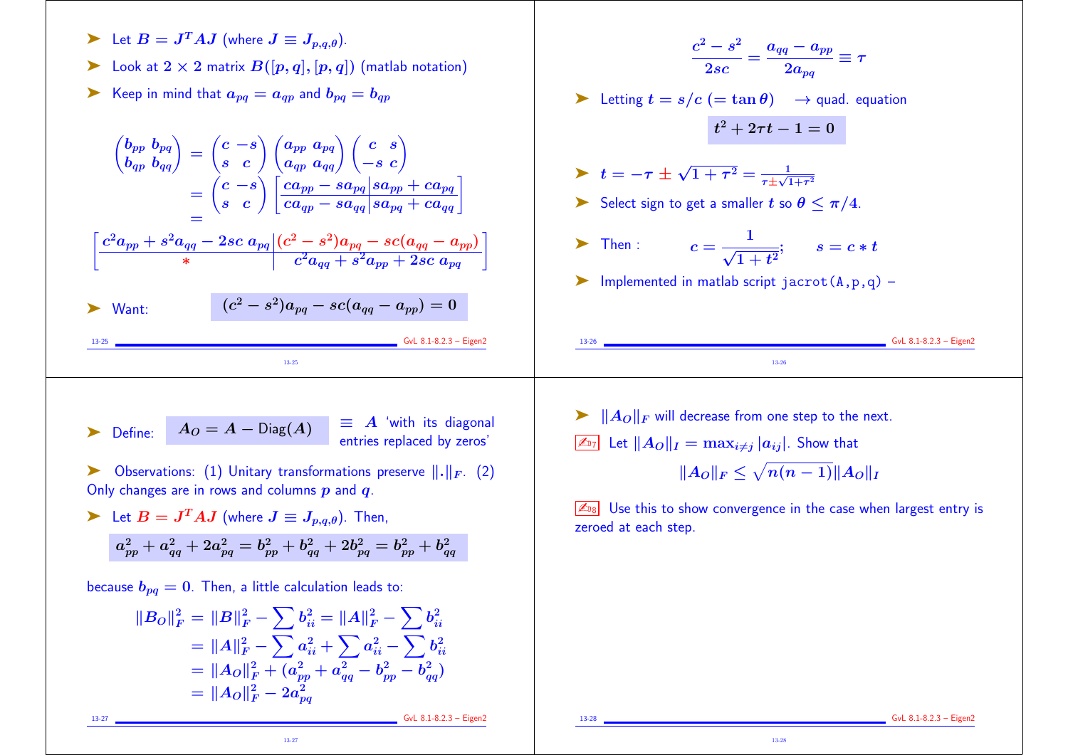- Let $B = J^T A J$ (where $J \equiv J_{p,q,\theta}$).
- Look at $2 \times 2$ matrix $B([p,q],[p,q])$ (matlab notation)
- Keep in mind that $a_{pq} = a_{qp}$ and $b_{pq} = b_{qp}$

$$\begin{pmatrix} b_{pp} & b_{pq} \\ b_{qp} & b_{qq} \end{pmatrix} = \begin{pmatrix} c & -s \\ s & c \end{pmatrix} \begin{pmatrix} a_{pp} & a_{pq} \\ a_{qp} & a_{qq} \end{pmatrix} \begin{pmatrix} c & s \\ -s & c \end{pmatrix}$$

$$= \begin{pmatrix} c & -s \\ s & c \end{pmatrix} \left[ \begin{array}{c|c} ca_{pp} - sa_{pq} & sa_{pp} + ca_{pq} \\ ca_{qp} - sa_{qq} & sa_{pq} + ca_{qq} \end{array} \right]$$

$$= \left[ \begin{array}{c|c} c^2 a_{pp} + s^2 a_{qq} - 2sc\, a_{pq} & (c^2 - s^2) a_{pq} - sc(a_{qq} - a_{pp}) \\ * & c^2 a_{qq} + s^2 a_{pp} + 2sc\, a_{pq} \end{array} \right]$$

- Want: $(c^2 - s^2) a_{pq} - sc(a_{qq} - a_{pp}) = 0$

$$\frac{c^2 - s^2}{2sc} = \frac{a_{qq} - a_{pp}}{2a_{pq}} \equiv \tau$$

- Letting $t = s/c \ (= \tan\theta)$ $\rightarrow$ quad. equation

$$t^2 + 2\tau t - 1 = 0$$

- $t = -\tau \pm \sqrt{1 + \tau^2} = \frac{1}{\tau \pm \sqrt{1+\tau^2}}$
- Select sign to get a smaller $t$ so $\theta \le \pi/4$.
- Then : $\quad c = \dfrac{1}{\sqrt{1 + t^2}}; \qquad s = c * t$
- Implemented in matlab script `jacrot(A,p,q)` –

- Define: $A_O = A - \text{Diag}(A)$ $\equiv$ $A$ 'with its diagonal entries replaced by zeros'
- Observations: (1) Unitary transformations preserve $\|.\|_F$. (2) Only changes are in rows and columns $p$ and $q$.
- Let $B = J^T A J$ (where $J \equiv J_{p,q,\theta}$). Then,

$$a_{pp}^2 + a_{qq}^2 + 2a_{pq}^2 = b_{pp}^2 + b_{qq}^2 + 2b_{pq}^2 = b_{pp}^2 + b_{qq}^2$$

because $b_{pq} = 0$. Then, a little calculation leads to:

$$\begin{aligned} \|B_O\|_F^2 &= \|B\|_F^2 - \sum b_{ii}^2 = \|A\|_F^2 - \sum b_{ii}^2 \\ &= \|A\|_F^2 - \sum a_{ii}^2 + \sum a_{ii}^2 - \sum b_{ii}^2 \\ &= \|A_O\|_F^2 + (a_{pp}^2 + a_{qq}^2 - b_{pp}^2 - b_{qq}^2) \\ &= \|A_O\|_F^2 - 2a_{pq}^2 \end{aligned}$$

- $\|A_O\|_F$ will decrease from one step to the next.

✍[7] Let $\|A_O\|_I = \max_{i \ne j} |a_{ij}|$. Show that

$$\|A_O\|_F \le \sqrt{n(n-1)} \|A_O\|_I$$

✍[8] Use this to show convergence in the case when largest entry is zeroed at each step.